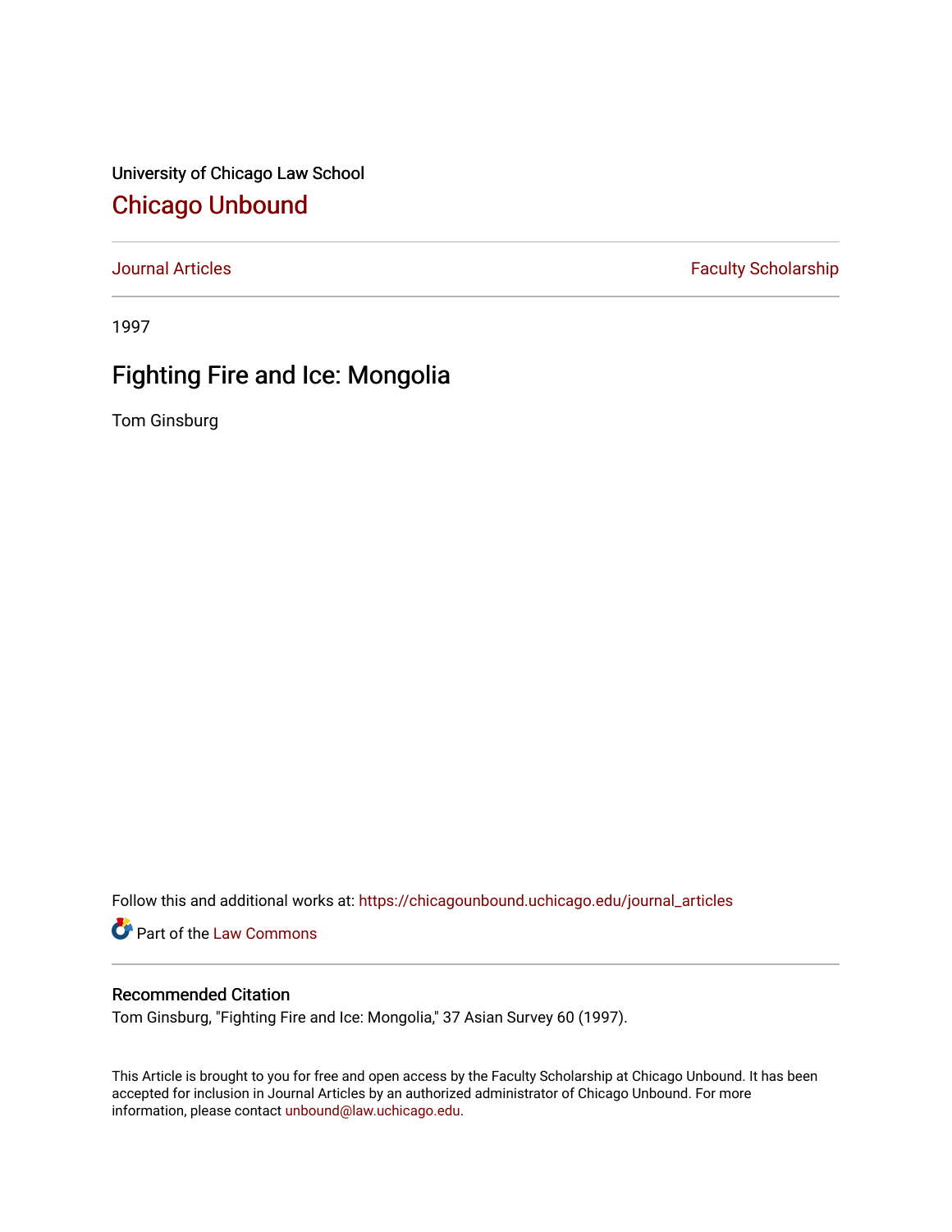University of Chicago Law School

## Chicago Unbound

Journal Articles | Faculty Scholarship

1997

# Fighting Fire and Ice: Mongolia

Tom Ginsburg

Follow this and additional works at: https://chicagounbound.uchicago.edu/journal_articles

Part of the Law Commons

### Recommended Citation

Tom Ginsburg, "Fighting Fire and Ice: Mongolia," 37 Asian Survey 60 (1997).

This Article is brought to you for free and open access by the Faculty Scholarship at Chicago Unbound. It has been accepted for inclusion in Journal Articles by an authorized administrator of Chicago Unbound. For more information, please contact unbound@law.uchicago.edu.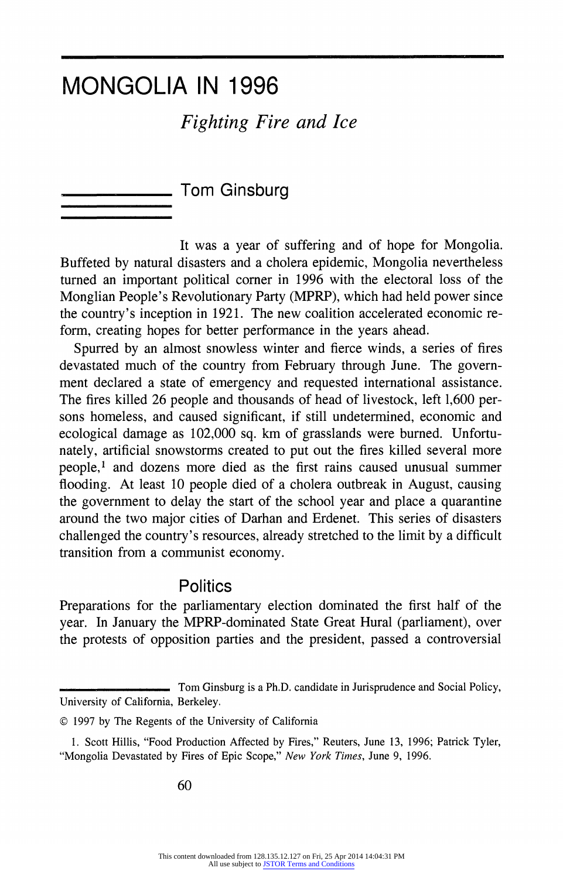# MONGOLIA IN 1996

## *Fighting Fire and Ice*

### Tom Ginsburg

It was a year of suffering and of hope for Mongolia. Buffeted by natural disasters and a cholera epidemic, Mongolia nevertheless turned an important political corner in 1996 with the electoral loss of the Monglian People's Revolutionary Party (MPRP), which had held power since the country's inception in 1921. The new coalition accelerated economic reform, creating hopes for better performance in the years ahead.

Spurred by an almost snowless winter and fierce winds, a series of fires devastated much of the country from February through June. The government declared a state of emergency and requested international assistance. The fires killed 26 people and thousands of head of livestock, left 1,600 persons homeless, and caused significant, if still undetermined, economic and ecological damage as 102,000 sq. km of grasslands were burned. Unfortunately, artificial snowstorms created to put out the fires killed several more people,[1] and dozens more died as the first rains caused unusual summer flooding. At least 10 people died of a cholera outbreak in August, causing the government to delay the start of the school year and place a quarantine around the two major cities of Darhan and Erdenet. This series of disasters challenged the country's resources, already stretched to the limit by a difficult transition from a communist economy.

## Politics

Preparations for the parliamentary election dominated the first half of the year. In January the MPRP-dominated State Great Hural (parliament), over the protests of opposition parties and the president, passed a controversial

---

Tom Ginsburg is a Ph.D. candidate in Jurisprudence and Social Policy, University of California, Berkeley.

© 1997 by The Regents of the University of California

1. Scott Hillis, "Food Production Affected by Fires," Reuters, June 13, 1996; Patrick Tyler, "Mongolia Devastated by Fires of Epic Scope," *New York Times*, June 9, 1996.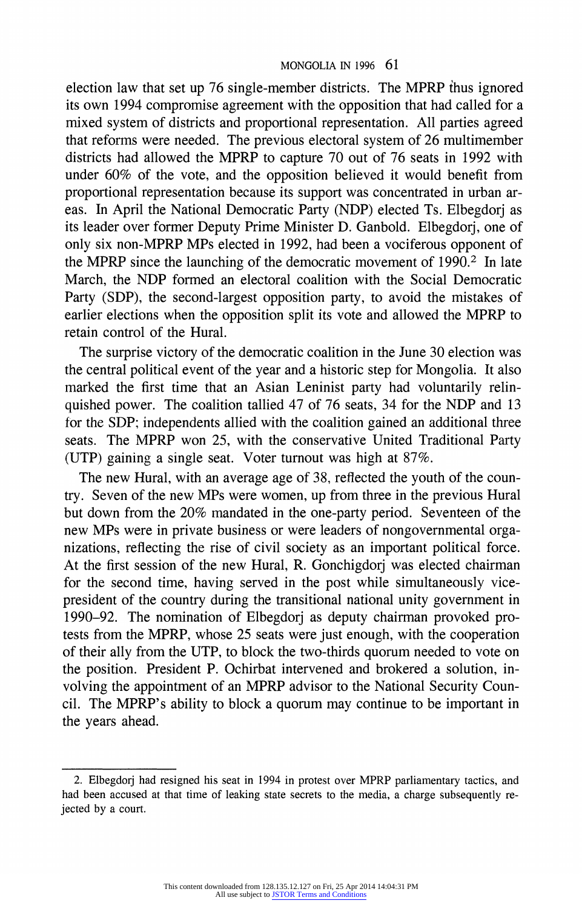election law that set up 76 single-member districts. The MPRP thus ignored its own 1994 compromise agreement with the opposition that had called for a mixed system of districts and proportional representation. All parties agreed that reforms were needed. The previous electoral system of 26 multimember districts had allowed the MPRP to capture 70 out of 76 seats in 1992 with under 60% of the vote, and the opposition believed it would benefit from proportional representation because its support was concentrated in urban areas. In April the National Democratic Party (NDP) elected Ts. Elbegdorj as its leader over former Deputy Prime Minister D. Ganbold. Elbegdorj, one of only six non-MPRP MPs elected in 1992, had been a vociferous opponent of the MPRP since the launching of the democratic movement of 1990.[2] In late March, the NDP formed an electoral coalition with the Social Democratic Party (SDP), the second-largest opposition party, to avoid the mistakes of earlier elections when the opposition split its vote and allowed the MPRP to retain control of the Hural.

The surprise victory of the democratic coalition in the June 30 election was the central political event of the year and a historic step for Mongolia. It also marked the first time that an Asian Leninist party had voluntarily relinquished power. The coalition tallied 47 of 76 seats, 34 for the NDP and 13 for the SDP; independents allied with the coalition gained an additional three seats. The MPRP won 25, with the conservative United Traditional Party (UTP) gaining a single seat. Voter turnout was high at 87%.

The new Hural, with an average age of 38, reflected the youth of the country. Seven of the new MPs were women, up from three in the previous Hural but down from the 20% mandated in the one-party period. Seventeen of the new MPs were in private business or were leaders of nongovernmental organizations, reflecting the rise of civil society as an important political force. At the first session of the new Hural, R. Gonchigdorj was elected chairman for the second time, having served in the post while simultaneously vice-president of the country during the transitional national unity government in 1990–92. The nomination of Elbegdorj as deputy chairman provoked protests from the MPRP, whose 25 seats were just enough, with the cooperation of their ally from the UTP, to block the two-thirds quorum needed to vote on the position. President P. Ochirbat intervened and brokered a solution, involving the appointment of an MPRP advisor to the National Security Council. The MPRP's ability to block a quorum may continue to be important in the years ahead.

---

2. Elbegdorj had resigned his seat in 1994 in protest over MPRP parliamentary tactics, and had been accused at that time of leaking state secrets to the media, a charge subsequently rejected by a court.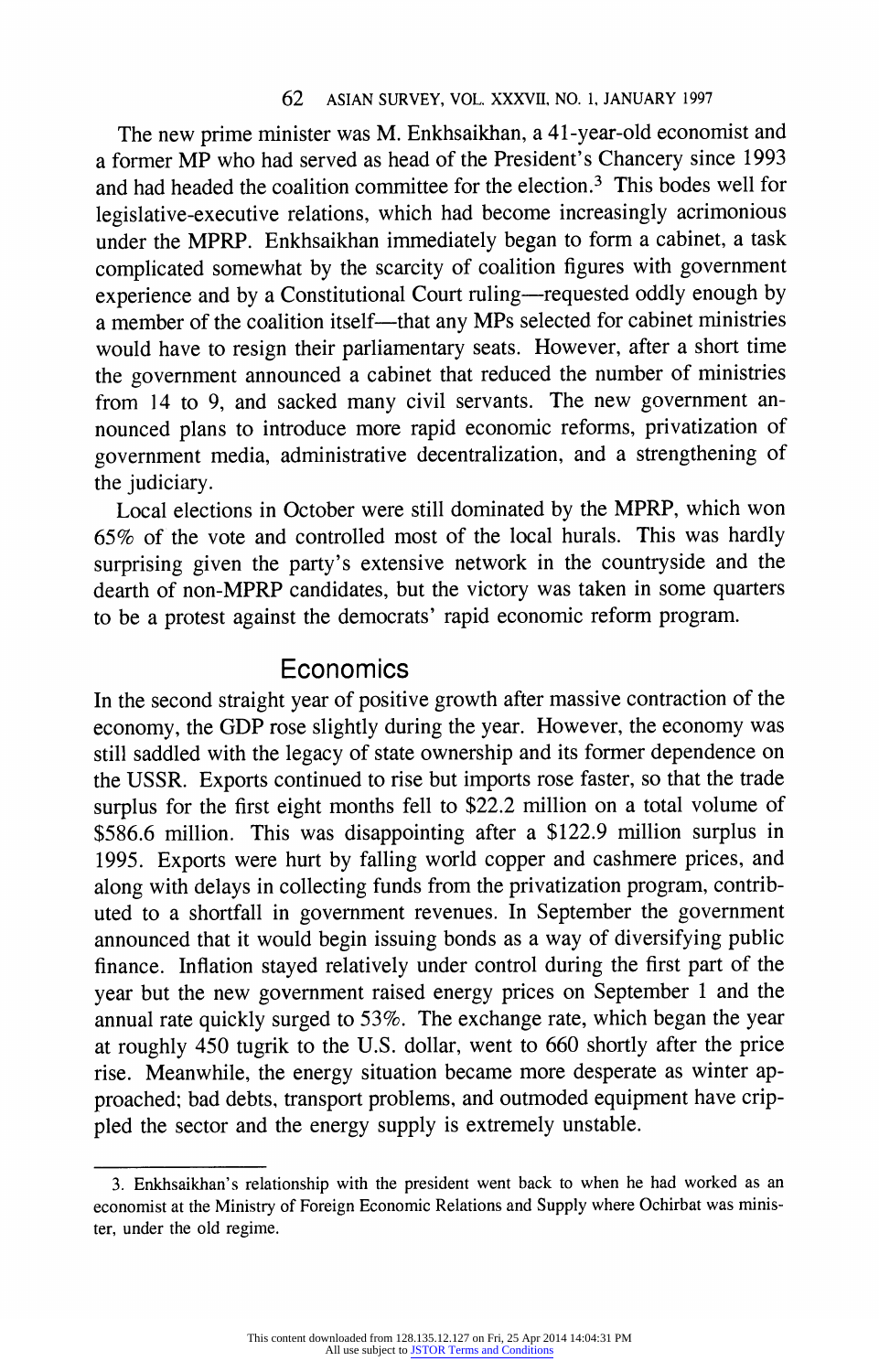The new prime minister was M. Enkhsaikhan, a 41-year-old economist and a former MP who had served as head of the President's Chancery since 1993 and had headed the coalition committee for the election.[3] This bodes well for legislative-executive relations, which had become increasingly acrimonious under the MPRP. Enkhsaikhan immediately began to form a cabinet, a task complicated somewhat by the scarcity of coalition figures with government experience and by a Constitutional Court ruling—requested oddly enough by a member of the coalition itself—that any MPs selected for cabinet ministries would have to resign their parliamentary seats. However, after a short time the government announced a cabinet that reduced the number of ministries from 14 to 9, and sacked many civil servants. The new government announced plans to introduce more rapid economic reforms, privatization of government media, administrative decentralization, and a strengthening of the judiciary.

Local elections in October were still dominated by the MPRP, which won 65% of the vote and controlled most of the local hurals. This was hardly surprising given the party's extensive network in the countryside and the dearth of non-MPRP candidates, but the victory was taken in some quarters to be a protest against the democrats' rapid economic reform program.

## Economics

In the second straight year of positive growth after massive contraction of the economy, the GDP rose slightly during the year. However, the economy was still saddled with the legacy of state ownership and its former dependence on the USSR. Exports continued to rise but imports rose faster, so that the trade surplus for the first eight months fell to $22.2 million on a total volume of $586.6 million. This was disappointing after a $122.9 million surplus in 1995. Exports were hurt by falling world copper and cashmere prices, and along with delays in collecting funds from the privatization program, contributed to a shortfall in government revenues. In September the government announced that it would begin issuing bonds as a way of diversifying public finance. Inflation stayed relatively under control during the first part of the year but the new government raised energy prices on September 1 and the annual rate quickly surged to 53%. The exchange rate, which began the year at roughly 450 tugrik to the U.S. dollar, went to 660 shortly after the price rise. Meanwhile, the energy situation became more desperate as winter approached; bad debts, transport problems, and outmoded equipment have crippled the sector and the energy supply is extremely unstable.

---

3. Enkhsaikhan's relationship with the president went back to when he had worked as an economist at the Ministry of Foreign Economic Relations and Supply where Ochirbat was minister, under the old regime.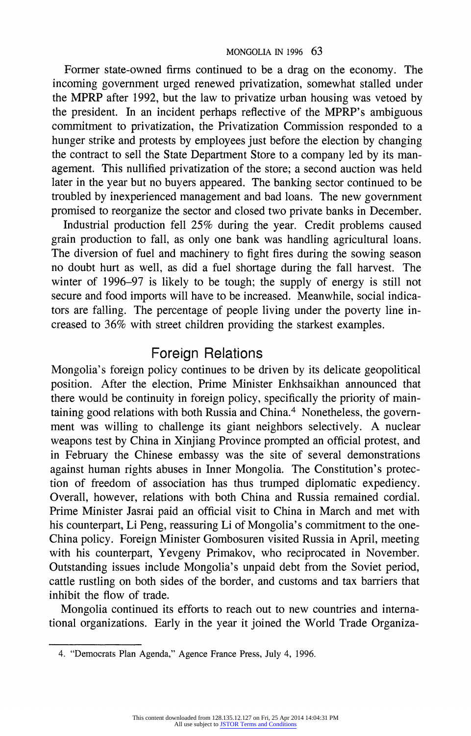Former state-owned firms continued to be a drag on the economy. The incoming government urged renewed privatization, somewhat stalled under the MPRP after 1992, but the law to privatize urban housing was vetoed by the president. In an incident perhaps reflective of the MPRP's ambiguous commitment to privatization, the Privatization Commission responded to a hunger strike and protests by employees just before the election by changing the contract to sell the State Department Store to a company led by its management. This nullified privatization of the store; a second auction was held later in the year but no buyers appeared. The banking sector continued to be troubled by inexperienced management and bad loans. The new government promised to reorganize the sector and closed two private banks in December.

Industrial production fell 25% during the year. Credit problems caused grain production to fall, as only one bank was handling agricultural loans. The diversion of fuel and machinery to fight fires during the sowing season no doubt hurt as well, as did a fuel shortage during the fall harvest. The winter of 1996–97 is likely to be tough; the supply of energy is still not secure and food imports will have to be increased. Meanwhile, social indicators are falling. The percentage of people living under the poverty line increased to 36% with street children providing the starkest examples.

## Foreign Relations

Mongolia's foreign policy continues to be driven by its delicate geopolitical position. After the election, Prime Minister Enkhsaikhan announced that there would be continuity in foreign policy, specifically the priority of maintaining good relations with both Russia and China.[4] Nonetheless, the government was willing to challenge its giant neighbors selectively. A nuclear weapons test by China in Xinjiang Province prompted an official protest, and in February the Chinese embassy was the site of several demonstrations against human rights abuses in Inner Mongolia. The Constitution's protection of freedom of association has thus trumped diplomatic expediency. Overall, however, relations with both China and Russia remained cordial. Prime Minister Jasrai paid an official visit to China in March and met with his counterpart, Li Peng, reassuring Li of Mongolia's commitment to the one-China policy. Foreign Minister Gombosuren visited Russia in April, meeting with his counterpart, Yevgeny Primakov, who reciprocated in November. Outstanding issues include Mongolia's unpaid debt from the Soviet period, cattle rustling on both sides of the border, and customs and tax barriers that inhibit the flow of trade.

Mongolia continued its efforts to reach out to new countries and international organizations. Early in the year it joined the World Trade Organiza-

---

4. "Democrats Plan Agenda," Agence France Press, July 4, 1996.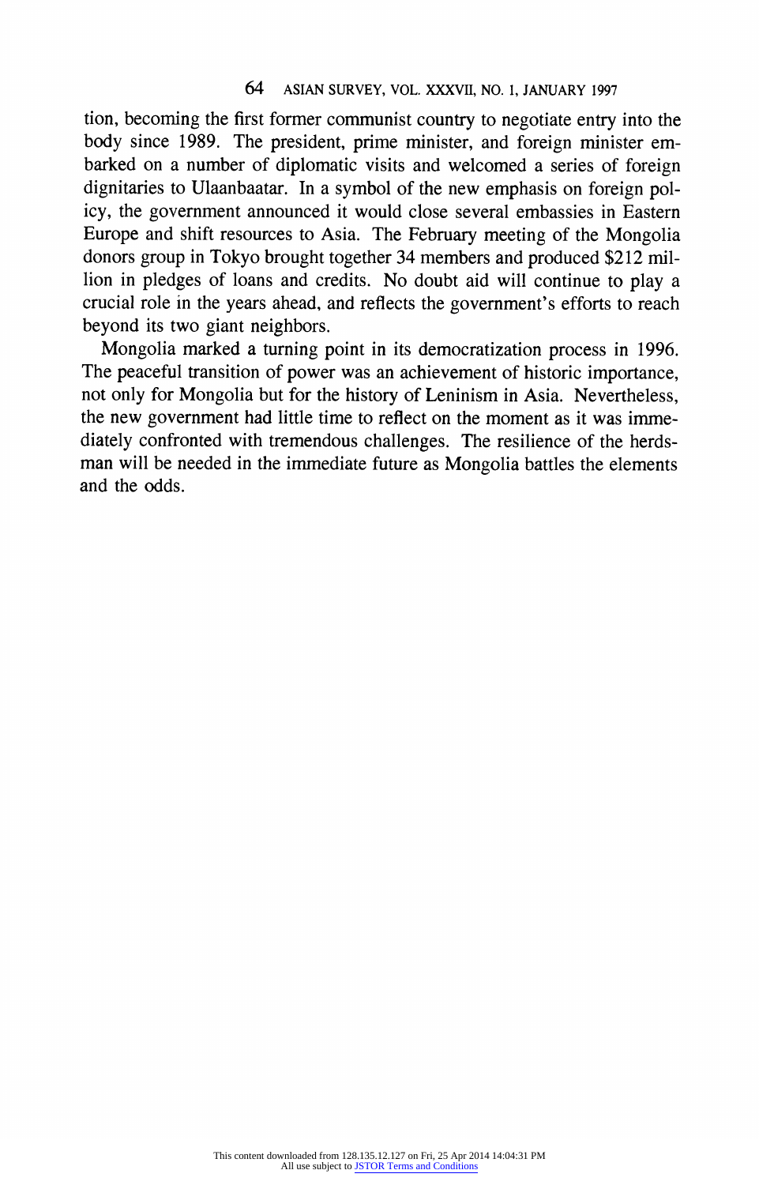tion, becoming the first former communist country to negotiate entry into the body since 1989. The president, prime minister, and foreign minister embarked on a number of diplomatic visits and welcomed a series of foreign dignitaries to Ulaanbaatar. In a symbol of the new emphasis on foreign policy, the government announced it would close several embassies in Eastern Europe and shift resources to Asia. The February meeting of the Mongolia donors group in Tokyo brought together 34 members and produced $212 million in pledges of loans and credits. No doubt aid will continue to play a crucial role in the years ahead, and reflects the government's efforts to reach beyond its two giant neighbors.

Mongolia marked a turning point in its democratization process in 1996. The peaceful transition of power was an achievement of historic importance, not only for Mongolia but for the history of Leninism in Asia. Nevertheless, the new government had little time to reflect on the moment as it was immediately confronted with tremendous challenges. The resilience of the herdsman will be needed in the immediate future as Mongolia battles the elements and the odds.